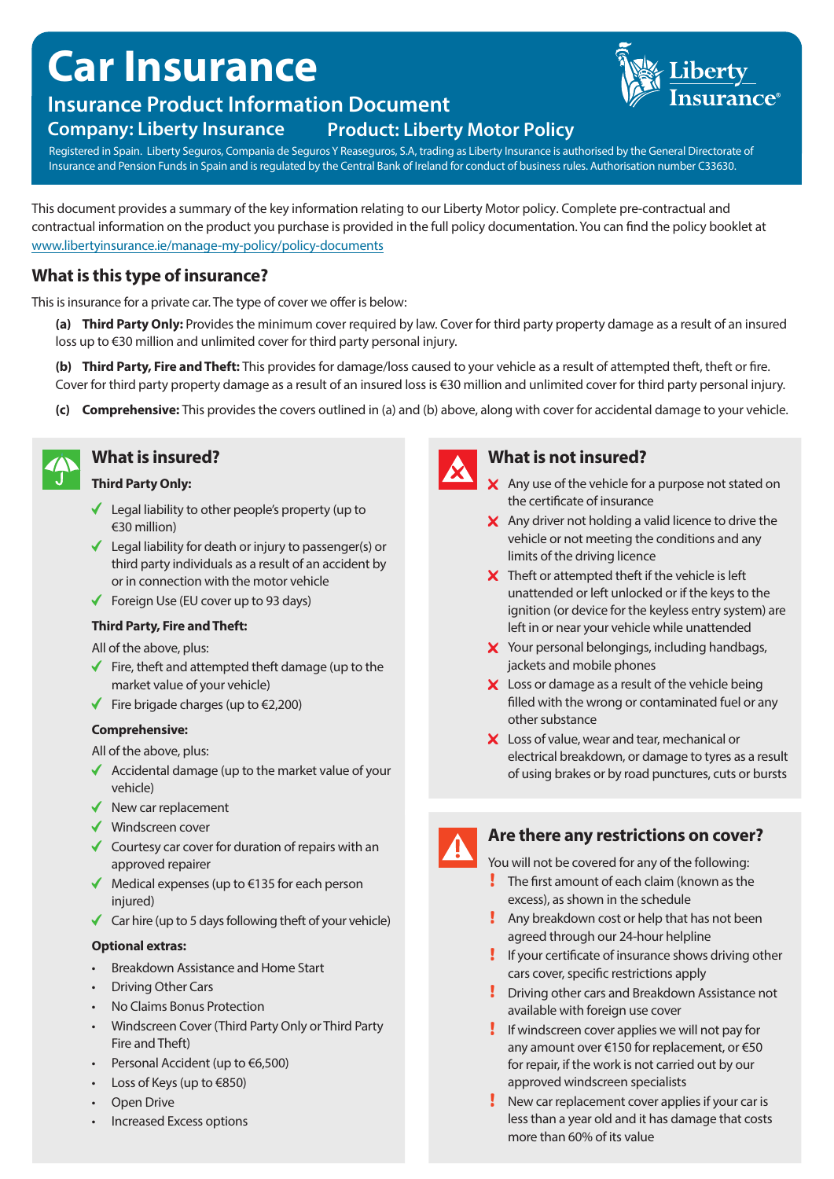# Car Insurance

## Insurance Product Information Document

**Company: Liberty Insurance** **Product: Liberty Motor Policy**

Registered in Spain. Liberty Seguros, Compania de Seguros Y Reaseguros, S.A, trading as Liberty Insurance is authorised by the General Directorate of Insurance and Pension Funds in Spain and is regulated by the Central Bank of Ireland for conduct of business rules. Authorisation number C33630.

This document provides a summary of the key information relating to our Liberty Motor policy. Complete pre-contractual and contractual information on the product you purchase is provided in the full policy documentation. You can find the policy booklet at www.libertyinsurance.ie/manage-my-policy/policy-documents

## What is this type of insurance?

This is insurance for a private car. The type of cover we offer is below:

**(a) Third Party Only:** Provides the minimum cover required by law. Cover for third party property damage as a result of an insured loss up to €30 million and unlimited cover for third party personal injury.

**(b) Third Party, Fire and Theft:** This provides for damage/loss caused to your vehicle as a result of attempted theft, theft or fire. Cover for third party property damage as a result of an insured loss is €30 million and unlimited cover for third party personal injury.

**(c) Comprehensive:** This provides the covers outlined in (a) and (b) above, along with cover for accidental damage to your vehicle.

## What is insured?

**Third Party Only:**

- ✓ Legal liability to other people's property (up to €30 million)
- ✓ Legal liability for death or injury to passenger(s) or third party individuals as a result of an accident by or in connection with the motor vehicle
- ✓ Foreign Use (EU cover up to 93 days)

**Third Party, Fire and Theft:**

All of the above, plus:

- ✓ Fire, theft and attempted theft damage (up to the market value of your vehicle)
- ✓ Fire brigade charges (up to €2,200)

**Comprehensive:**

All of the above, plus:

- ✓ Accidental damage (up to the market value of your vehicle)
- ✓ New car replacement
- ✓ Windscreen cover
- ✓ Courtesy car cover for duration of repairs with an approved repairer
- ✓ Medical expenses (up to €135 for each person injured)
- ✓ Car hire (up to 5 days following theft of your vehicle)

**Optional extras:**

- Breakdown Assistance and Home Start
- Driving Other Cars
- No Claims Bonus Protection
- Windscreen Cover (Third Party Only or Third Party Fire and Theft)
- Personal Accident (up to €6,500)
- Loss of Keys (up to €850)
- Open Drive
- Increased Excess options

## What is not insured?

- ✗ Any use of the vehicle for a purpose not stated on the certificate of insurance
- ✗ Any driver not holding a valid licence to drive the vehicle or not meeting the conditions and any limits of the driving licence
- ✗ Theft or attempted theft if the vehicle is left unattended or left unlocked or if the keys to the ignition (or device for the keyless entry system) are left in or near your vehicle while unattended
- ✗ Your personal belongings, including handbags, jackets and mobile phones
- ✗ Loss or damage as a result of the vehicle being filled with the wrong or contaminated fuel or any other substance
- ✗ Loss of value, wear and tear, mechanical or electrical breakdown, or damage to tyres as a result of using brakes or by road punctures, cuts or bursts

## Are there any restrictions on cover?

You will not be covered for any of the following:

- ! The first amount of each claim (known as the excess), as shown in the schedule
- ! Any breakdown cost or help that has not been agreed through our 24-hour helpline
- ! If your certificate of insurance shows driving other cars cover, specific restrictions apply
- ! Driving other cars and Breakdown Assistance not available with foreign use cover
- ! If windscreen cover applies we will not pay for any amount over €150 for replacement, or €50 for repair, if the work is not carried out by our approved windscreen specialists
- ! New car replacement cover applies if your car is less than a year old and it has damage that costs more than 60% of its value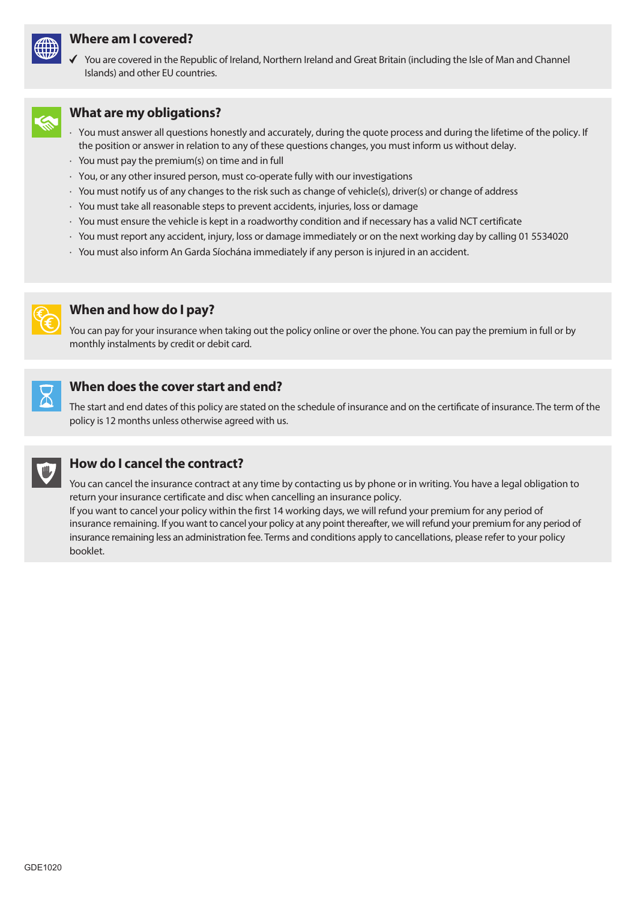## Where am I covered?

✔ You are covered in the Republic of Ireland, Northern Ireland and Great Britain (including the Isle of Man and Channel Islands) and other EU countries.

## What are my obligations?

- You must answer all questions honestly and accurately, during the quote process and during the lifetime of the policy. If the position or answer in relation to any of these questions changes, you must inform us without delay.
- You must pay the premium(s) on time and in full
- You, or any other insured person, must co-operate fully with our investigations
- You must notify us of any changes to the risk such as change of vehicle(s), driver(s) or change of address
- You must take all reasonable steps to prevent accidents, injuries, loss or damage
- You must ensure the vehicle is kept in a roadworthy condition and if necessary has a valid NCT certificate
- You must report any accident, injury, loss or damage immediately or on the next working day by calling 01 5534020
- You must also inform An Garda Síochána immediately if any person is injured in an accident.

## When and how do I pay?

You can pay for your insurance when taking out the policy online or over the phone. You can pay the premium in full or by monthly instalments by credit or debit card.

## When does the cover start and end?

The start and end dates of this policy are stated on the schedule of insurance and on the certificate of insurance. The term of the policy is 12 months unless otherwise agreed with us.

## How do I cancel the contract?

You can cancel the insurance contract at any time by contacting us by phone or in writing. You have a legal obligation to return your insurance certificate and disc when cancelling an insurance policy.
If you want to cancel your policy within the first 14 working days, we will refund your premium for any period of insurance remaining. If you want to cancel your policy at any point thereafter, we will refund your premium for any period of insurance remaining less an administration fee. Terms and conditions apply to cancellations, please refer to your policy booklet.

GDE1020